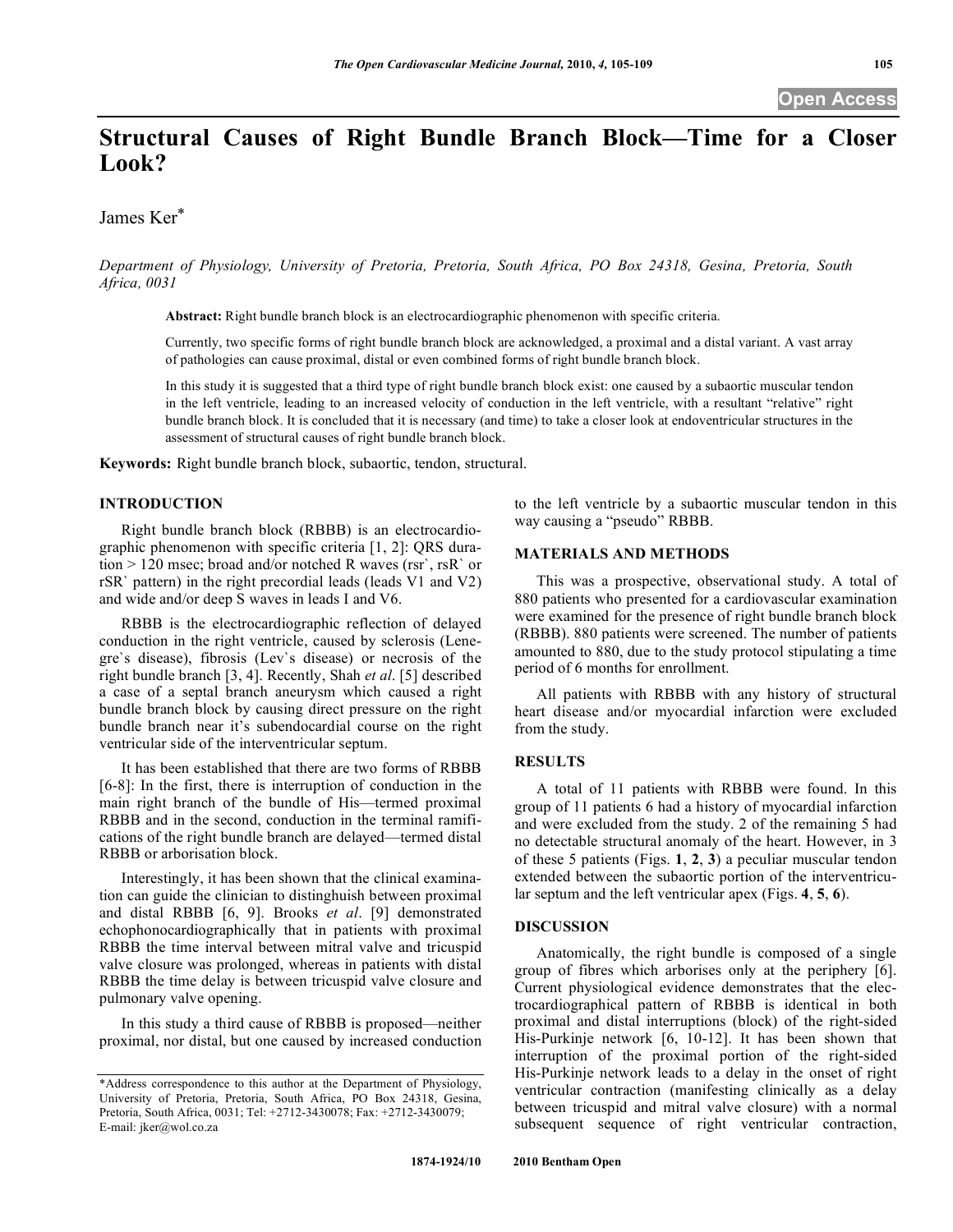# Structural Causes of Right Bundle Branch Block—Time for a Closer Look?

James Ker*

*Department of Physiology, University of Pretoria, Pretoria, South Africa, PO Box 24318, Gesina, Pretoria, South Africa, 0031*

**Abstract:** Right bundle branch block is an electrocardiographic phenomenon with specific criteria.

Currently, two specific forms of right bundle branch block are acknowledged, a proximal and a distal variant. A vast array of pathologies can cause proximal, distal or even combined forms of right bundle branch block.

In this study it is suggested that a third type of right bundle branch block exist: one caused by a subaortic muscular tendon in the left ventricle, leading to an increased velocity of conduction in the left ventricle, with a resultant "relative" right bundle branch block. It is concluded that it is necessary (and time) to take a closer look at endoventricular structures in the assessment of structural causes of right bundle branch block.

**Keywords:** Right bundle branch block, subaortic, tendon, structural.

## INTRODUCTION

Right bundle branch block (RBBB) is an electrocardiographic phenomenon with specific criteria [1, 2]: QRS duration > 120 msec; broad and/or notched R waves (rsr`, rsR` or rSR` pattern) in the right precordial leads (leads V1 and V2) and wide and/or deep S waves in leads I and V6.

RBBB is the electrocardiographic reflection of delayed conduction in the right ventricle, caused by sclerosis (Lenegre`s disease), fibrosis (Lev`s disease) or necrosis of the right bundle branch [3, 4]. Recently, Shah *et al*. [5] described a case of a septal branch aneurysm which caused a right bundle branch block by causing direct pressure on the right bundle branch near it's subendocardial course on the right ventricular side of the interventricular septum.

It has been established that there are two forms of RBBB [6-8]: In the first, there is interruption of conduction in the main right branch of the bundle of His—termed proximal RBBB and in the second, conduction in the terminal ramifications of the right bundle branch are delayed—termed distal RBBB or arborisation block.

Interestingly, it has been shown that the clinical examination can guide the clinician to distinghuish between proximal and distal RBBB [6, 9]. Brooks *et al*. [9] demonstrated echophonocardiographically that in patients with proximal RBBB the time interval between mitral valve and tricuspid valve closure was prolonged, whereas in patients with distal RBBB the time delay is between tricuspid valve closure and pulmonary valve opening.

In this study a third cause of RBBB is proposed—neither proximal, nor distal, but one caused by increased conduction to the left ventricle by a subaortic muscular tendon in this way causing a "pseudo" RBBB.

## MATERIALS AND METHODS

This was a prospective, observational study. A total of 880 patients who presented for a cardiovascular examination were examined for the presence of right bundle branch block (RBBB). 880 patients were screened. The number of patients amounted to 880, due to the study protocol stipulating a time period of 6 months for enrollment.

All patients with RBBB with any history of structural heart disease and/or myocardial infarction were excluded from the study.

## RESULTS

A total of 11 patients with RBBB were found. In this group of 11 patients 6 had a history of myocardial infarction and were excluded from the study. 2 of the remaining 5 had no detectable structural anomaly of the heart. However, in 3 of these 5 patients (Figs. **1**, **2**, **3**) a peculiar muscular tendon extended between the subaortic portion of the interventricular septum and the left ventricular apex (Figs. **4**, **5**, **6**).

## DISCUSSION

Anatomically, the right bundle is composed of a single group of fibres which arborises only at the periphery [6]. Current physiological evidence demonstrates that the electrocardiographical pattern of RBBB is identical in both proximal and distal interruptions (block) of the right-sided His-Purkinje network [6, 10-12]. It has been shown that interruption of the proximal portion of the right-sided His-Purkinje network leads to a delay in the onset of right ventricular contraction (manifesting clinically as a delay between tricuspid and mitral valve closure) with a normal subsequent sequence of right ventricular contraction,

*Address correspondence to this author at the Department of Physiology, University of Pretoria, Pretoria, South Africa, PO Box 24318, Gesina, Pretoria, South Africa, 0031; Tel: +2712-3430078; Fax: +2712-3430079; E-mail: jker@wol.co.za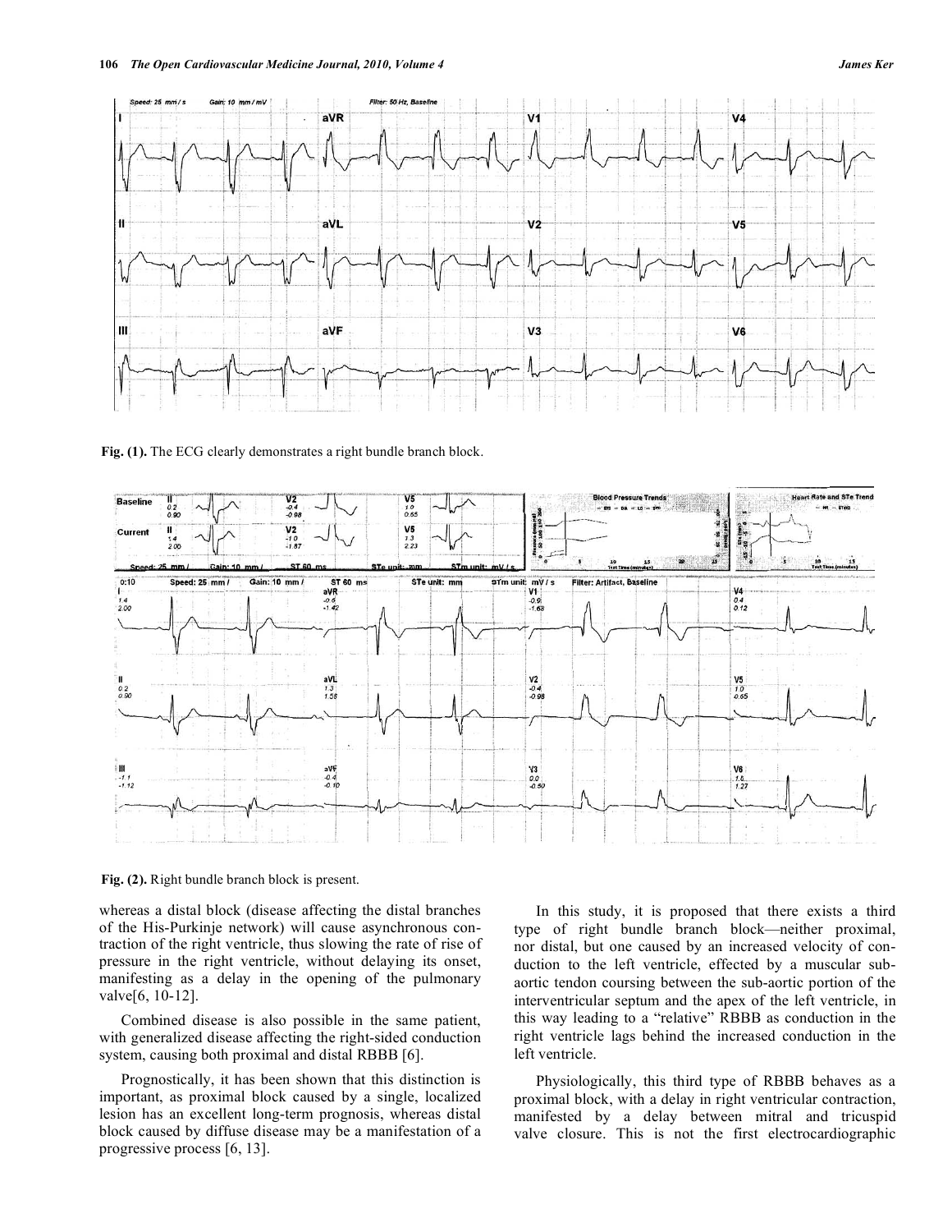Fig. (1). The ECG clearly demonstrates a right bundle branch block.

Fig. (2). Right bundle branch block is present.

whereas a distal block (disease affecting the distal branches of the His-Purkinje network) will cause asynchronous contraction of the right ventricle, thus slowing the rate of rise of pressure in the right ventricle, without delaying its onset, manifesting as a delay in the opening of the pulmonary valve[6, 10-12].

Combined disease is also possible in the same patient, with generalized disease affecting the right-sided conduction system, causing both proximal and distal RBBB [6].

Prognostically, it has been shown that this distinction is important, as proximal block caused by a single, localized lesion has an excellent long-term prognosis, whereas distal block caused by diffuse disease may be a manifestation of a progressive process [6, 13].

In this study, it is proposed that there exists a third type of right bundle branch block—neither proximal, nor distal, but one caused by an increased velocity of conduction to the left ventricle, effected by a muscular sub-aortic tendon coursing between the sub-aortic portion of the interventricular septum and the apex of the left ventricle, in this way leading to a "relative" RBBB as conduction in the right ventricle lags behind the increased conduction in the left ventricle.

Physiologically, this third type of RBBB behaves as a proximal block, with a delay in right ventricular contraction, manifested by a delay between mitral and tricuspid valve closure. This is not the first electrocardiographic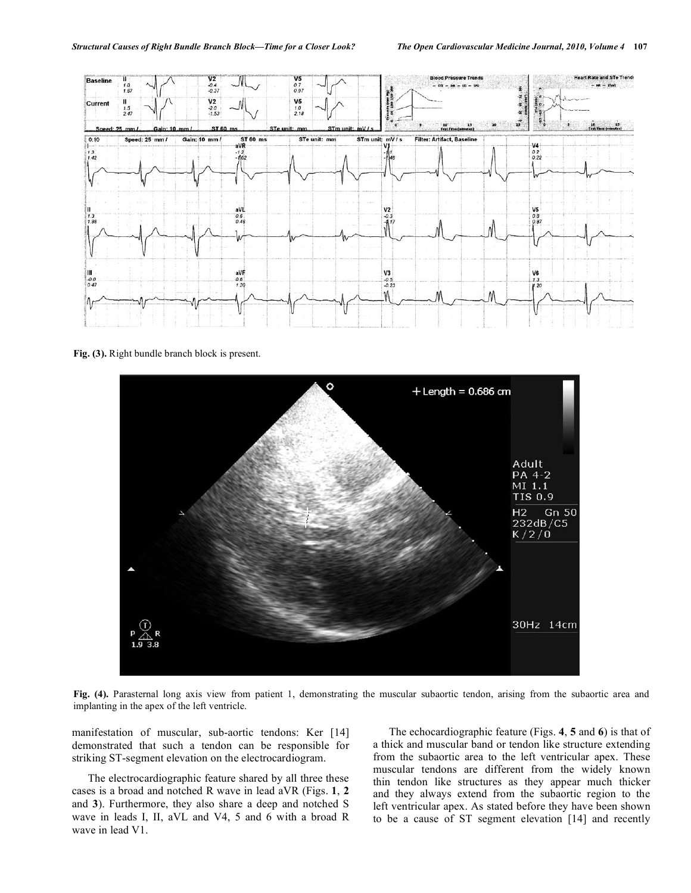Fig. (3). Right bundle branch block is present.

Fig. (4). Parasternal long axis view from patient 1, demonstrating the muscular subaortic tendon, arising from the subaortic area and implanting in the apex of the left ventricle.

manifestation of muscular, sub-aortic tendons: Ker [14] demonstrated that such a tendon can be responsible for striking ST-segment elevation on the electrocardiogram.

The electrocardiographic feature shared by all three these cases is a broad and notched R wave in lead aVR (Figs. **1**, **2** and **3**). Furthermore, they also share a deep and notched S wave in leads I, II, aVL and V4, 5 and 6 with a broad R wave in lead V1.

The echocardiographic feature (Figs. **4**, **5** and **6**) is that of a thick and muscular band or tendon like structure extending from the subaortic area to the left ventricular apex. These muscular tendons are different from the widely known thin tendon like structures as they appear much thicker and they always extend from the subaortic region to the left ventricular apex. As stated before they have been shown to be a cause of ST segment elevation [14] and recently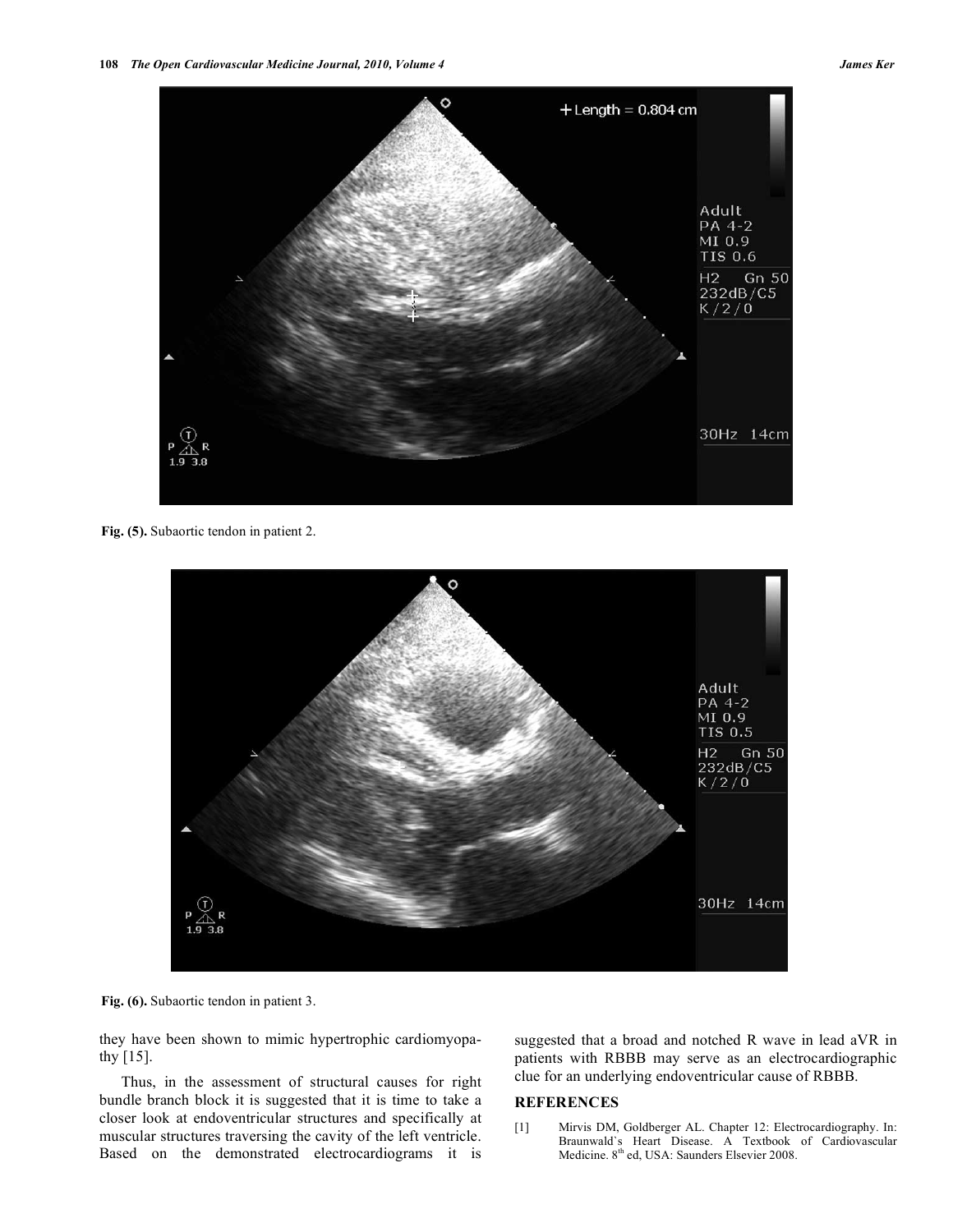Fig. (5). Subaortic tendon in patient 2.

Fig. (6). Subaortic tendon in patient 3.

they have been shown to mimic hypertrophic cardiomyopathy [15].

Thus, in the assessment of structural causes for right bundle branch block it is suggested that it is time to take a closer look at endoventricular structures and specifically at muscular structures traversing the cavity of the left ventricle. Based on the demonstrated electrocardiograms it is suggested that a broad and notched R wave in lead aVR in patients with RBBB may serve as an electrocardiographic clue for an underlying endoventricular cause of RBBB.

## REFERENCES

[1] Mirvis DM, Goldberger AL. Chapter 12: Electrocardiography. In: Braunwald`s Heart Disease. A Textbook of Cardiovascular Medicine. 8th ed, USA: Saunders Elsevier 2008.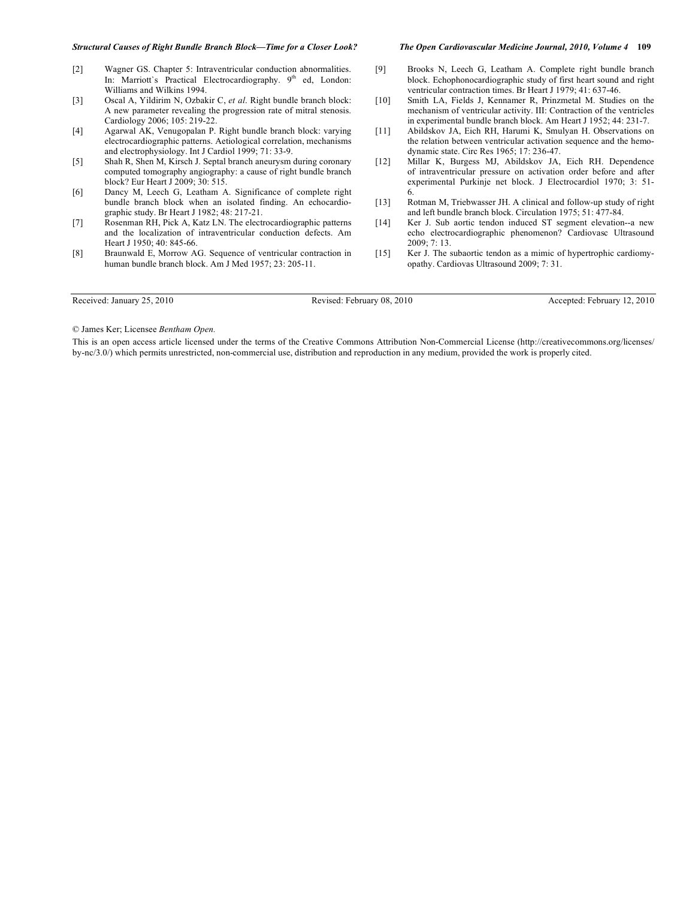[2] Wagner GS. Chapter 5: Intraventricular conduction abnormalities. In: Marriott`s Practical Electrocardiography. 9th ed, London: Williams and Wilkins 1994.

[3] Oscal A, Yildirim N, Ozbakir C, *et al*. Right bundle branch block: A new parameter revealing the progression rate of mitral stenosis. Cardiology 2006; 105: 219-22.

[4] Agarwal AK, Venugopalan P. Right bundle branch block: varying electrocardiographic patterns. Aetiological correlation, mechanisms and electrophysiology. Int J Cardiol 1999; 71: 33-9.

[5] Shah R, Shen M, Kirsch J. Septal branch aneurysm during coronary computed tomography angiography: a cause of right bundle branch block? Eur Heart J 2009; 30: 515.

[6] Dancy M, Leech G, Leatham A. Significance of complete right bundle branch block when an isolated finding. An echocardiographic study. Br Heart J 1982; 48: 217-21.

[7] Rosenman RH, Pick A, Katz LN. The electrocardiographic patterns and the localization of intraventricular conduction defects. Am Heart J 1950; 40: 845-66.

[8] Braunwald E, Morrow AG. Sequence of ventricular contraction in human bundle branch block. Am J Med 1957; 23: 205-11.

[9] Brooks N, Leech G, Leatham A. Complete right bundle branch block. Echophonocardiographic study of first heart sound and right ventricular contraction times. Br Heart J 1979; 41: 637-46.

[10] Smith LA, Fields J, Kennamer R, Prinzmetal M. Studies on the mechanism of ventricular activity. III: Contraction of the ventricles in experimental bundle branch block. Am Heart J 1952; 44: 231-7.

[11] Abildskov JA, Eich RH, Harumi K, Smulyan H. Observations on the relation between ventricular activation sequence and the hemodynamic state. Circ Res 1965; 17: 236-47.

[12] Millar K, Burgess MJ, Abildskov JA, Eich RH. Dependence of intraventricular pressure on activation order before and after experimental Purkinje net block. J Electrocardiol 1970; 3: 51-6.

[13] Rotman M, Triebwasser JH. A clinical and follow-up study of right and left bundle branch block. Circulation 1975; 51: 477-84.

[14] Ker J. Sub aortic tendon induced ST segment elevation--a new echo electrocardiographic phenomenon? Cardiovasc Ultrasound 2009; 7: 13.

[15] Ker J. The subaortic tendon as a mimic of hypertrophic cardiomyopathy. Cardiovas Ultrasound 2009; 7: 31.

Received: January 25, 2010 Revised: February 08, 2010 Accepted: February 12, 2010

© James Ker; Licensee *Bentham Open.*

This is an open access article licensed under the terms of the Creative Commons Attribution Non-Commercial License (http://creativecommons.org/licenses/by-nc/3.0/) which permits unrestricted, non-commercial use, distribution and reproduction in any medium, provided the work is properly cited.